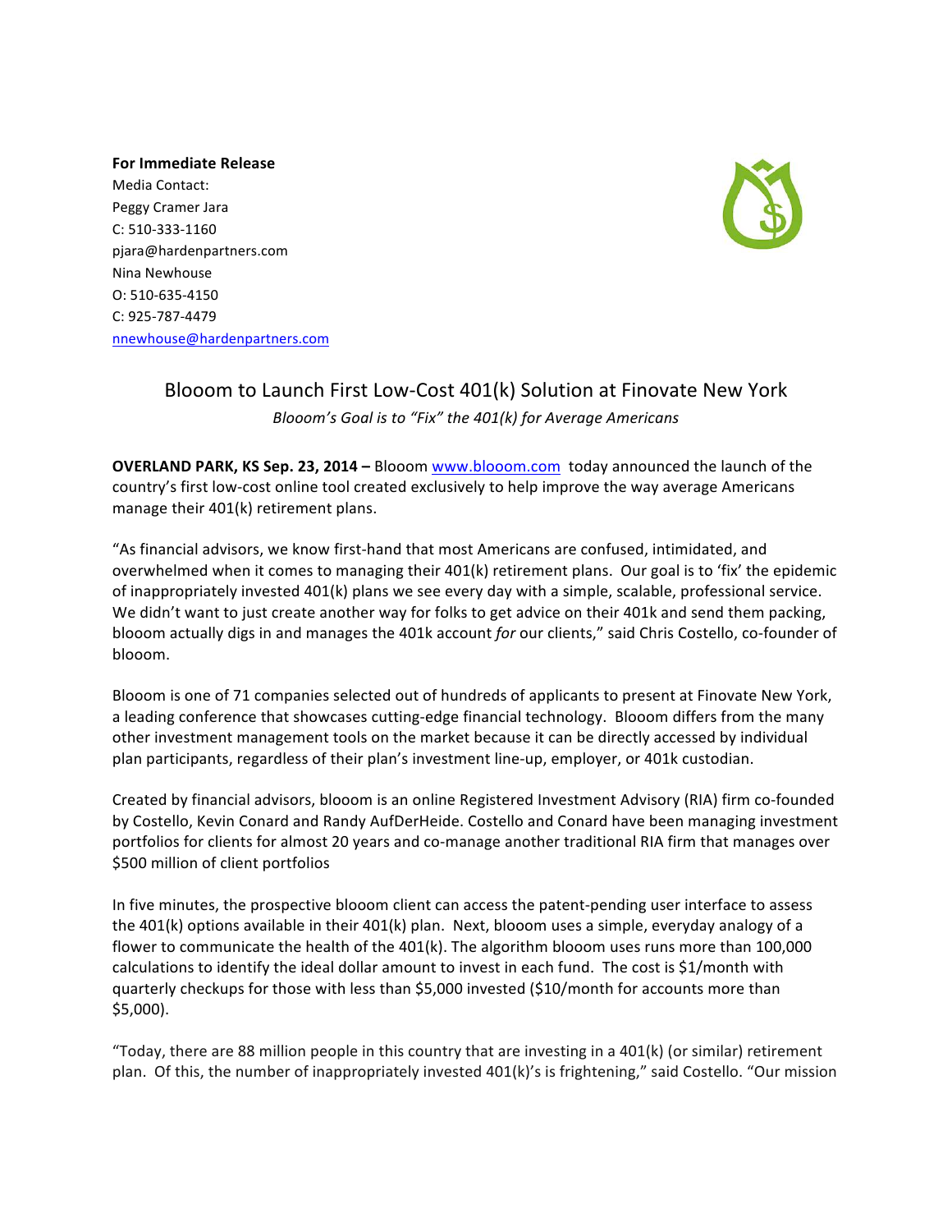**For Immediate Release**
Media Contact:
Peggy Cramer Jara
C: 510-333-1160
pjara@hardenpartners.com
Nina Newhouse
O: 510-635-4150
C: 925-787-4479
nnewhouse@hardenpartners.com

# Blooom to Launch First Low-Cost 401(k) Solution at Finovate New York

*Blooom's Goal is to "Fix" the 401(k) for Average Americans*

**OVERLAND PARK, KS Sep. 23, 2014 –** Blooom www.blooom.com today announced the launch of the country's first low-cost online tool created exclusively to help improve the way average Americans manage their 401(k) retirement plans.

"As financial advisors, we know first-hand that most Americans are confused, intimidated, and overwhelmed when it comes to managing their 401(k) retirement plans. Our goal is to 'fix' the epidemic of inappropriately invested 401(k) plans we see every day with a simple, scalable, professional service. We didn't want to just create another way for folks to get advice on their 401k and send them packing, blooom actually digs in and manages the 401k account *for* our clients," said Chris Costello, co-founder of blooom.

Blooom is one of 71 companies selected out of hundreds of applicants to present at Finovate New York, a leading conference that showcases cutting-edge financial technology. Blooom differs from the many other investment management tools on the market because it can be directly accessed by individual plan participants, regardless of their plan's investment line-up, employer, or 401k custodian.

Created by financial advisors, blooom is an online Registered Investment Advisory (RIA) firm co-founded by Costello, Kevin Conard and Randy AufDerHeide. Costello and Conard have been managing investment portfolios for clients for almost 20 years and co-manage another traditional RIA firm that manages over $500 million of client portfolios

In five minutes, the prospective blooom client can access the patent-pending user interface to assess the 401(k) options available in their 401(k) plan. Next, blooom uses a simple, everyday analogy of a flower to communicate the health of the 401(k). The algorithm blooom uses runs more than 100,000 calculations to identify the ideal dollar amount to invest in each fund. The cost is $1/month with quarterly checkups for those with less than $5,000 invested ($10/month for accounts more than $5,000).

"Today, there are 88 million people in this country that are investing in a 401(k) (or similar) retirement plan. Of this, the number of inappropriately invested 401(k)'s is frightening," said Costello. "Our mission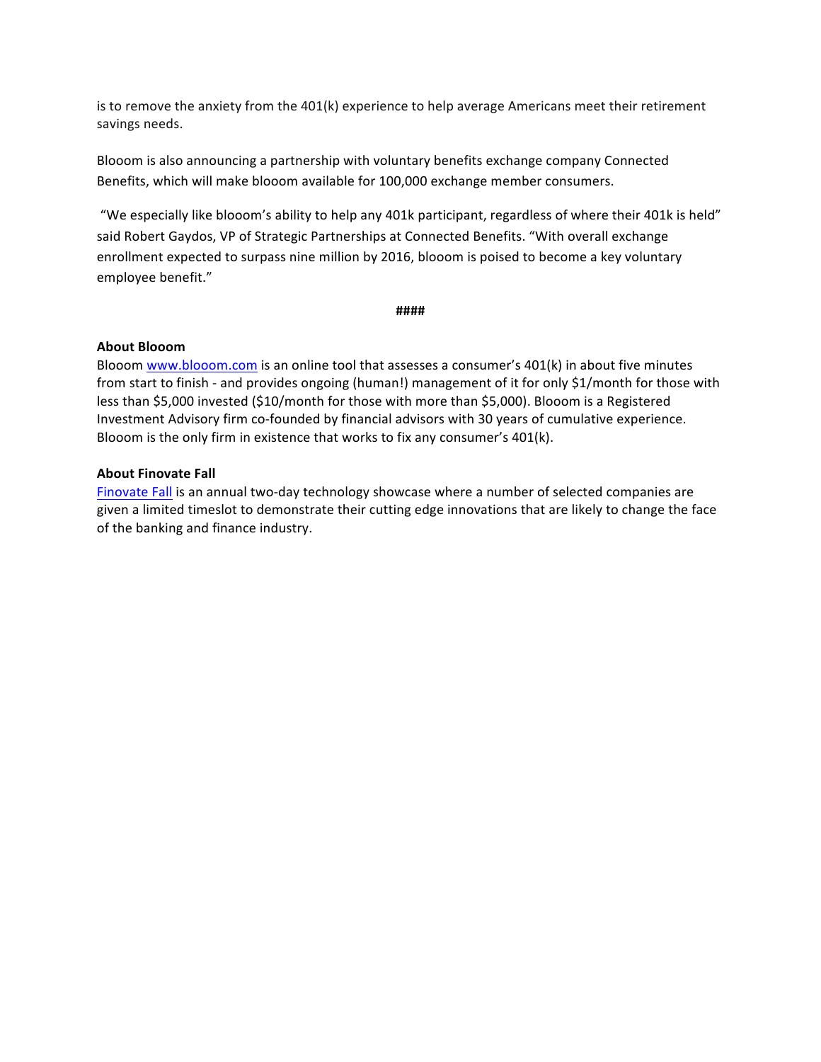is to remove the anxiety from the 401(k) experience to help average Americans meet their retirement savings needs.

Blooom is also announcing a partnership with voluntary benefits exchange company Connected Benefits, which will make blooom available for 100,000 exchange member consumers.

"We especially like blooom's ability to help any 401k participant, regardless of where their 401k is held" said Robert Gaydos, VP of Strategic Partnerships at Connected Benefits. "With overall exchange enrollment expected to surpass nine million by 2016, blooom is poised to become a key voluntary employee benefit."

**####**

**About Blooom**

Blooom [www.blooom.com](http://www.blooom.com) is an online tool that assesses a consumer's 401(k) in about five minutes from start to finish - and provides ongoing (human!) management of it for only $1/month for those with less than $5,000 invested ($10/month for those with more than $5,000). Blooom is a Registered Investment Advisory firm co-founded by financial advisors with 30 years of cumulative experience. Blooom is the only firm in existence that works to fix any consumer's 401(k).

**About Finovate Fall**

Finovate Fall is an annual two-day technology showcase where a number of selected companies are given a limited timeslot to demonstrate their cutting edge innovations that are likely to change the face of the banking and finance industry.